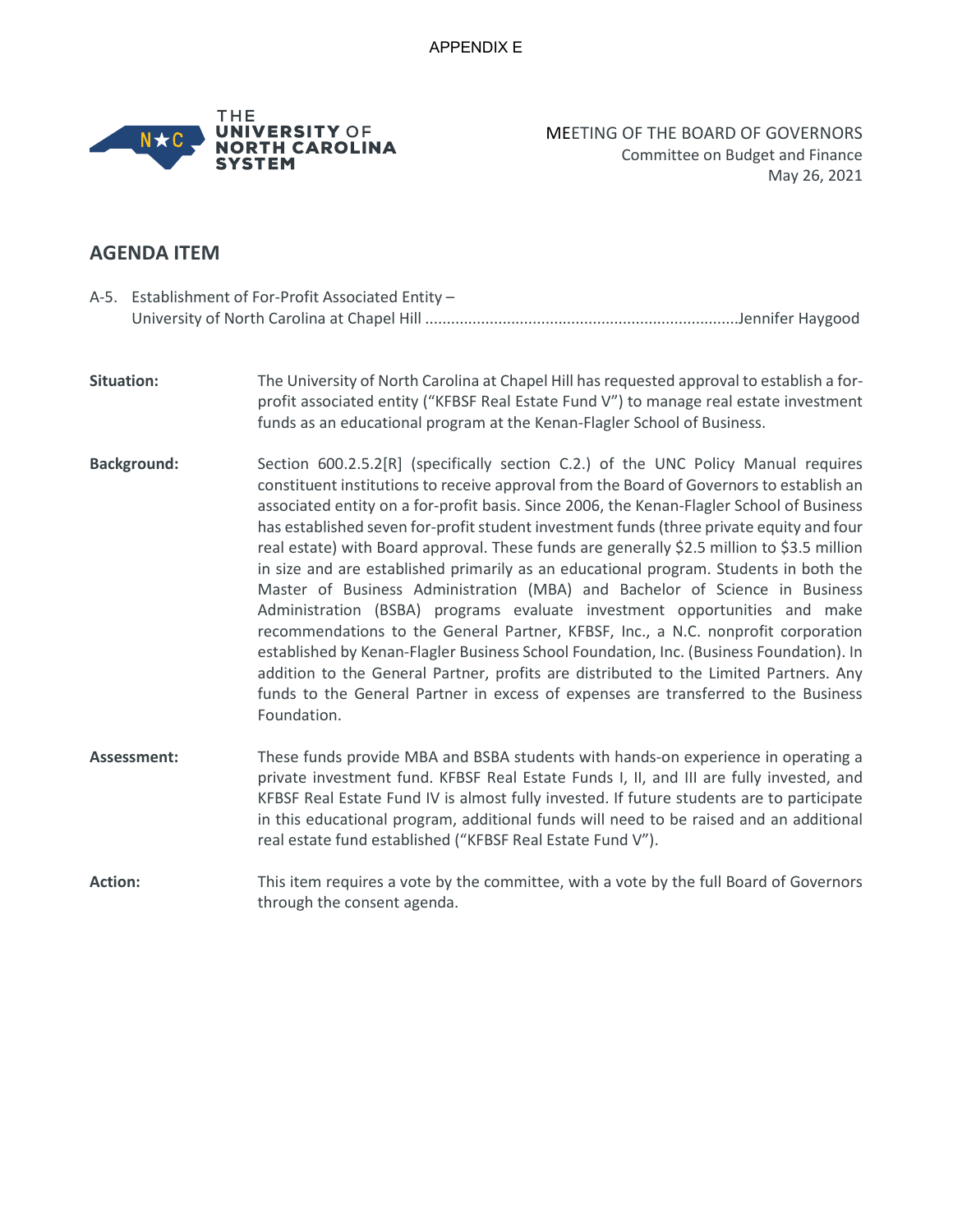APPENDIX E

THE UNIVERSITY OF NORTH CAROLINA SYSTEM

MEETING OF THE BOARD OF GOVERNORS
Committee on Budget and Finance
May 26, 2021

## AGENDA ITEM

A-5. Establishment of For-Profit Associated Entity – University of North Carolina at Chapel Hill ........................................................................Jennifer Haygood

**Situation:** The University of North Carolina at Chapel Hill has requested approval to establish a for-profit associated entity ("KFBSF Real Estate Fund V") to manage real estate investment funds as an educational program at the Kenan-Flagler School of Business.

**Background:** Section 600.2.5.2[R] (specifically section C.2.) of the UNC Policy Manual requires constituent institutions to receive approval from the Board of Governors to establish an associated entity on a for-profit basis. Since 2006, the Kenan-Flagler School of Business has established seven for-profit student investment funds (three private equity and four real estate) with Board approval. These funds are generally $2.5 million to $3.5 million in size and are established primarily as an educational program. Students in both the Master of Business Administration (MBA) and Bachelor of Science in Business Administration (BSBA) programs evaluate investment opportunities and make recommendations to the General Partner, KFBSF, Inc., a N.C. nonprofit corporation established by Kenan-Flagler Business School Foundation, Inc. (Business Foundation). In addition to the General Partner, profits are distributed to the Limited Partners. Any funds to the General Partner in excess of expenses are transferred to the Business Foundation.

**Assessment:** These funds provide MBA and BSBA students with hands-on experience in operating a private investment fund. KFBSF Real Estate Funds I, II, and III are fully invested, and KFBSF Real Estate Fund IV is almost fully invested. If future students are to participate in this educational program, additional funds will need to be raised and an additional real estate fund established ("KFBSF Real Estate Fund V").

**Action:** This item requires a vote by the committee, with a vote by the full Board of Governors through the consent agenda.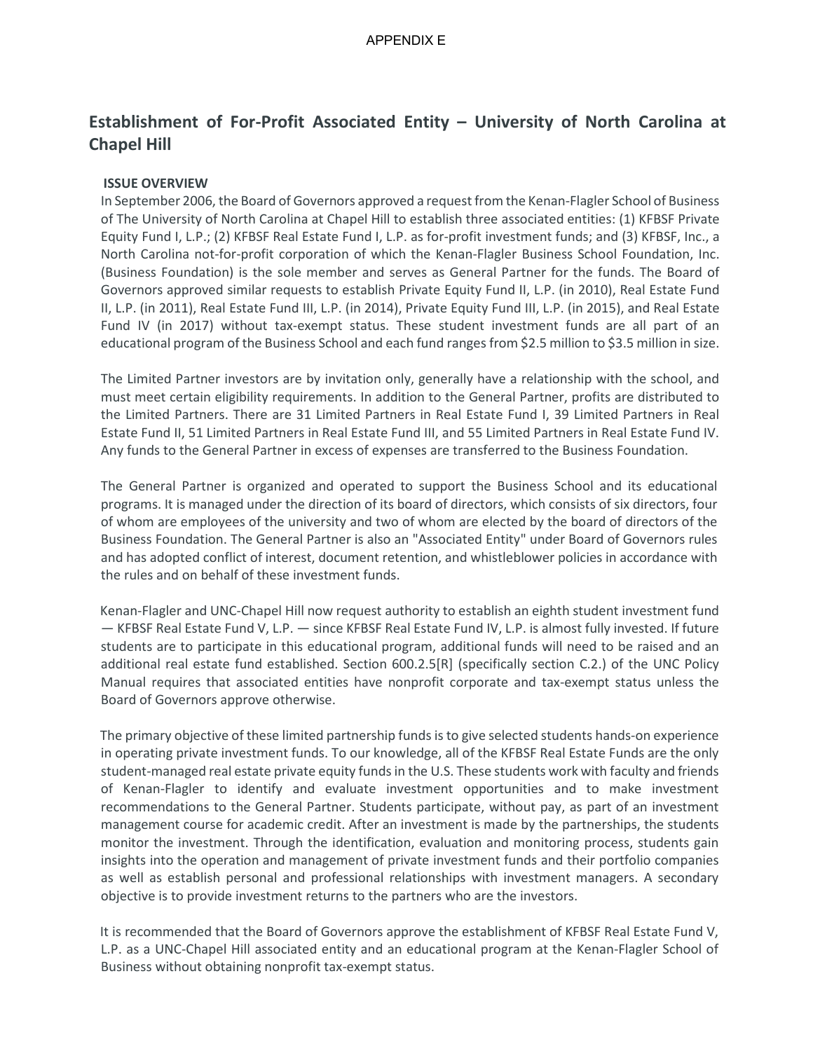APPENDIX E

## Establishment of For-Profit Associated Entity – University of North Carolina at Chapel Hill

**ISSUE OVERVIEW**

In September 2006, the Board of Governors approved a request from the Kenan-Flagler School of Business of The University of North Carolina at Chapel Hill to establish three associated entities: (1) KFBSF Private Equity Fund I, L.P.; (2) KFBSF Real Estate Fund I, L.P. as for-profit investment funds; and (3) KFBSF, Inc., a North Carolina not-for-profit corporation of which the Kenan-Flagler Business School Foundation, Inc. (Business Foundation) is the sole member and serves as General Partner for the funds. The Board of Governors approved similar requests to establish Private Equity Fund II, L.P. (in 2010), Real Estate Fund II, L.P. (in 2011), Real Estate Fund III, L.P. (in 2014), Private Equity Fund III, L.P. (in 2015), and Real Estate Fund IV (in 2017) without tax-exempt status. These student investment funds are all part of an educational program of the Business School and each fund ranges from $2.5 million to $3.5 million in size.

The Limited Partner investors are by invitation only, generally have a relationship with the school, and must meet certain eligibility requirements. In addition to the General Partner, profits are distributed to the Limited Partners. There are 31 Limited Partners in Real Estate Fund I, 39 Limited Partners in Real Estate Fund II, 51 Limited Partners in Real Estate Fund III, and 55 Limited Partners in Real Estate Fund IV. Any funds to the General Partner in excess of expenses are transferred to the Business Foundation.

The General Partner is organized and operated to support the Business School and its educational programs. It is managed under the direction of its board of directors, which consists of six directors, four of whom are employees of the university and two of whom are elected by the board of directors of the Business Foundation. The General Partner is also an "Associated Entity" under Board of Governors rules and has adopted conflict of interest, document retention, and whistleblower policies in accordance with the rules and on behalf of these investment funds.

Kenan-Flagler and UNC-Chapel Hill now request authority to establish an eighth student investment fund — KFBSF Real Estate Fund V, L.P. — since KFBSF Real Estate Fund IV, L.P. is almost fully invested. If future students are to participate in this educational program, additional funds will need to be raised and an additional real estate fund established. Section 600.2.5[R] (specifically section C.2.) of the UNC Policy Manual requires that associated entities have nonprofit corporate and tax-exempt status unless the Board of Governors approve otherwise.

The primary objective of these limited partnership funds is to give selected students hands-on experience in operating private investment funds. To our knowledge, all of the KFBSF Real Estate Funds are the only student-managed real estate private equity funds in the U.S. These students work with faculty and friends of Kenan-Flagler to identify and evaluate investment opportunities and to make investment recommendations to the General Partner. Students participate, without pay, as part of an investment management course for academic credit. After an investment is made by the partnerships, the students monitor the investment. Through the identification, evaluation and monitoring process, students gain insights into the operation and management of private investment funds and their portfolio companies as well as establish personal and professional relationships with investment managers. A secondary objective is to provide investment returns to the partners who are the investors.

It is recommended that the Board of Governors approve the establishment of KFBSF Real Estate Fund V, L.P. as a UNC-Chapel Hill associated entity and an educational program at the Kenan-Flagler School of Business without obtaining nonprofit tax-exempt status.